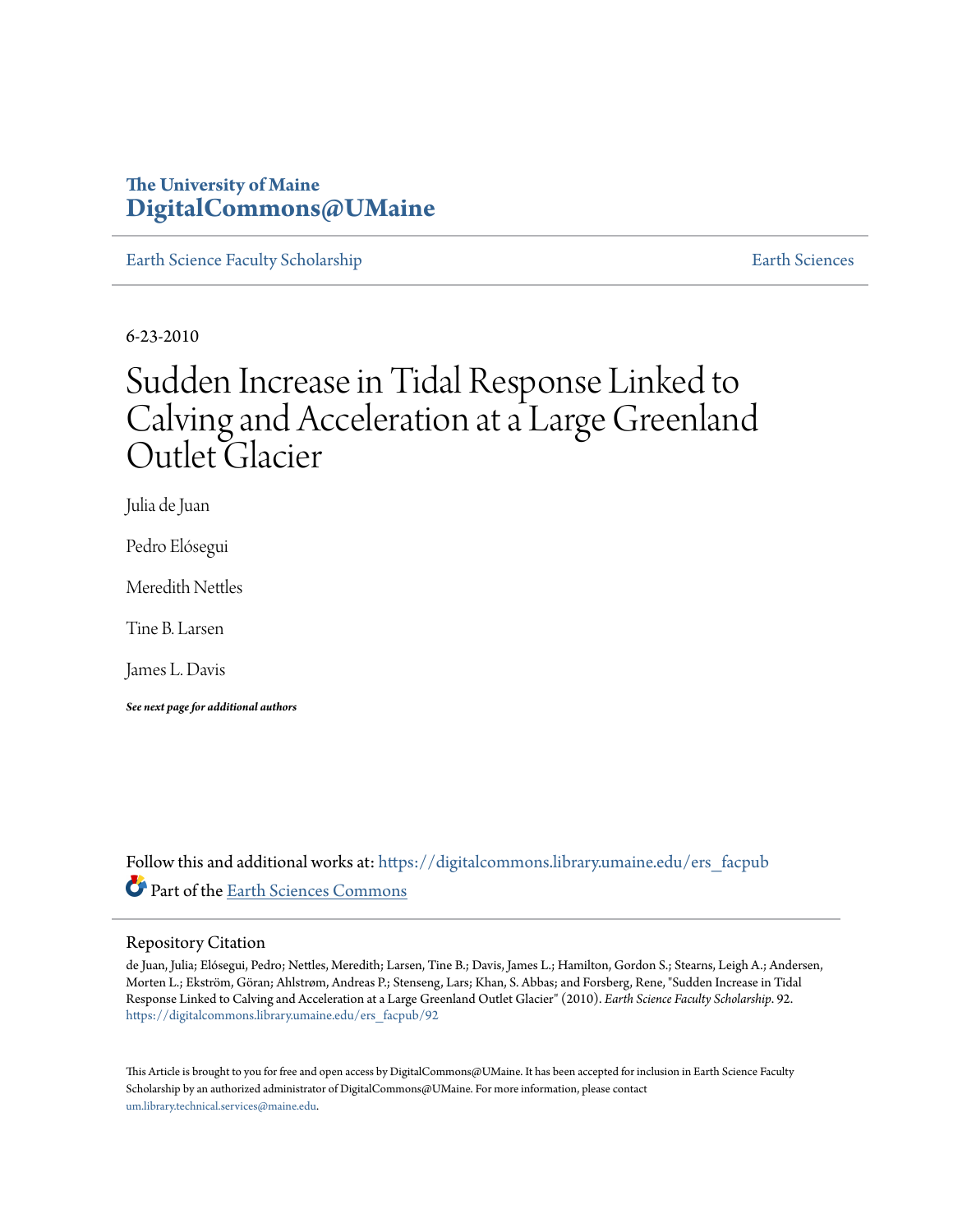The University of Maine

**DigitalCommons@UMaine**

Earth Science Faculty Scholarship | Earth Sciences

6-23-2010

# Sudden Increase in Tidal Response Linked to Calving and Acceleration at a Large Greenland Outlet Glacier

Julia de Juan

Pedro Elósegui

Meredith Nettles

Tine B. Larsen

James L. Davis

***See next page for additional authors***

Follow this and additional works at: https://digitalcommons.library.umaine.edu/ers_facpub

Part of the Earth Sciences Commons

## Repository Citation

de Juan, Julia; Elósegui, Pedro; Nettles, Meredith; Larsen, Tine B.; Davis, James L.; Hamilton, Gordon S.; Stearns, Leigh A.; Andersen, Morten L.; Ekström, Göran; Ahlstrøm, Andreas P.; Stenseng, Lars; Khan, S. Abbas; and Forsberg, Rene, "Sudden Increase in Tidal Response Linked to Calving and Acceleration at a Large Greenland Outlet Glacier" (2010). *Earth Science Faculty Scholarship*. 92.
https://digitalcommons.library.umaine.edu/ers_facpub/92

This Article is brought to you for free and open access by DigitalCommons@UMaine. It has been accepted for inclusion in Earth Science Faculty Scholarship by an authorized administrator of DigitalCommons@UMaine. For more information, please contact um.library.technical.services@maine.edu.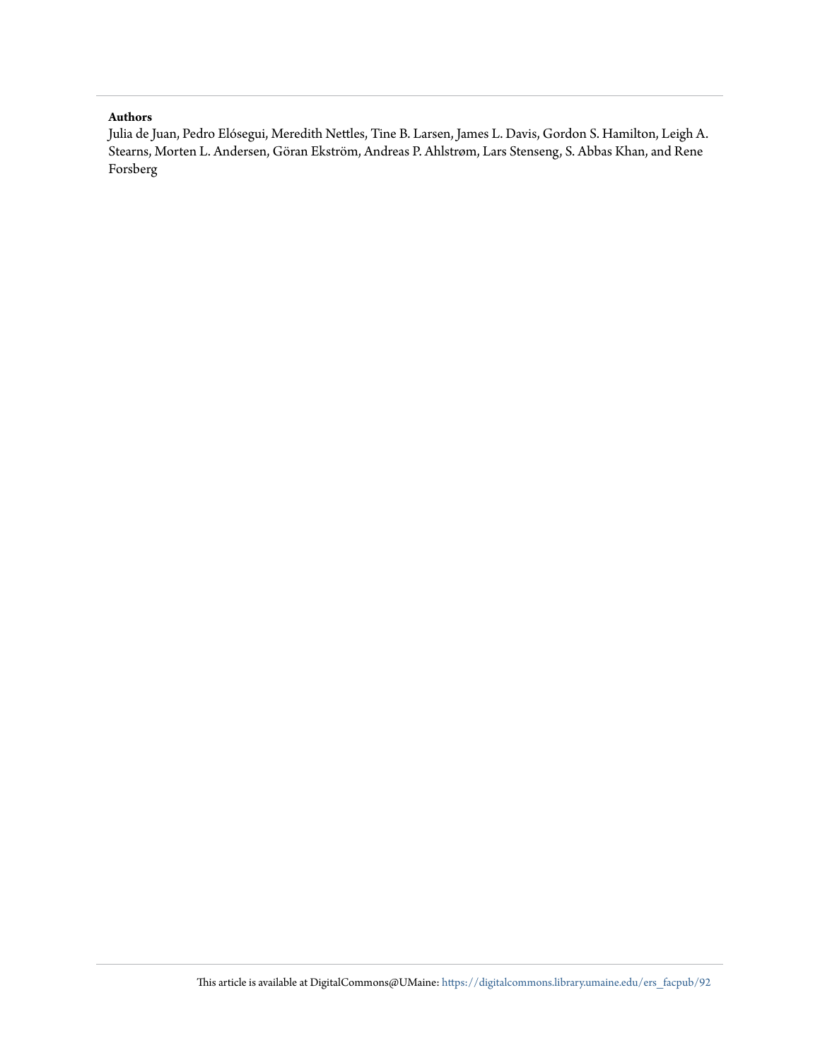**Authors**

Julia de Juan, Pedro Elósegui, Meredith Nettles, Tine B. Larsen, James L. Davis, Gordon S. Hamilton, Leigh A. Stearns, Morten L. Andersen, Göran Ekström, Andreas P. Ahlstrøm, Lars Stenseng, S. Abbas Khan, and Rene Forsberg

This article is available at DigitalCommons@UMaine: https://digitalcommons.library.umaine.edu/ers_facpub/92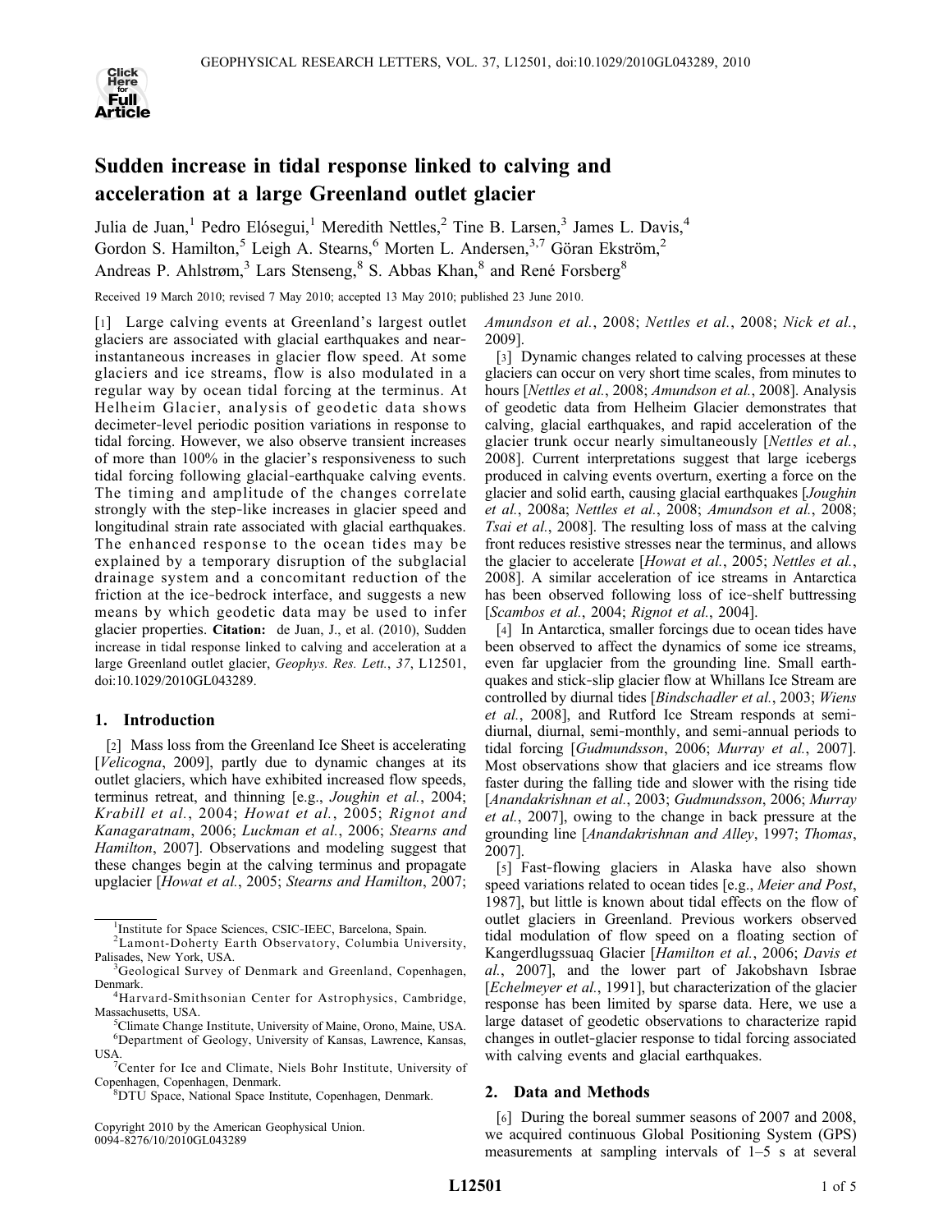# Sudden increase in tidal response linked to calving and acceleration at a large Greenland outlet glacier

Julia de Juan,[1] Pedro Elósegui,[1] Meredith Nettles,[2] Tine B. Larsen,[3] James L. Davis,[4] Gordon S. Hamilton,[5] Leigh A. Stearns,[6] Morten L. Andersen,[3,7] Göran Ekström,[2] Andreas P. Ahlstrøm,[3] Lars Stenseng,[8] S. Abbas Khan,[8] and René Forsberg[8]

Received 19 March 2010; revised 7 May 2010; accepted 13 May 2010; published 23 June 2010.

[1] Large calving events at Greenland's largest outlet glaciers are associated with glacial earthquakes and near-instantaneous increases in glacier flow speed. At some glaciers and ice streams, flow is also modulated in a regular way by ocean tidal forcing at the terminus. At Helheim Glacier, analysis of geodetic data shows decimeter-level periodic position variations in response to tidal forcing. However, we also observe transient increases of more than 100% in the glacier's responsiveness to such tidal forcing following glacial-earthquake calving events. The timing and amplitude of the changes correlate strongly with the step-like increases in glacier speed and longitudinal strain rate associated with glacial earthquakes. The enhanced response to the ocean tides may be explained by a temporary disruption of the subglacial drainage system and a concomitant reduction of the friction at the ice-bedrock interface, and suggests a new means by which geodetic data may be used to infer glacier properties. **Citation:** de Juan, J., et al. (2010), Sudden increase in tidal response linked to calving and acceleration at a large Greenland outlet glacier, *Geophys. Res. Lett.*, *37*, L12501, doi:10.1029/2010GL043289.

## 1. Introduction

[2] Mass loss from the Greenland Ice Sheet is accelerating [*Velicogna*, 2009], partly due to dynamic changes at its outlet glaciers, which have exhibited increased flow speeds, terminus retreat, and thinning [e.g., *Joughin et al.*, 2004; *Krabill et al.*, 2004; *Howat et al.*, 2005; *Rignot and Kanagaratnam*, 2006; *Luckman et al.*, 2006; *Stearns and Hamilton*, 2007]. Observations and modeling suggest that these changes begin at the calving terminus and propagate upglacier [*Howat et al.*, 2005; *Stearns and Hamilton*, 2007; *Amundson et al.*, 2008; *Nettles et al.*, 2008; *Nick et al.*, 2009].

[3] Dynamic changes related to calving processes at these glaciers can occur on very short time scales, from minutes to hours [*Nettles et al.*, 2008; *Amundson et al.*, 2008]. Analysis of geodetic data from Helheim Glacier demonstrates that calving, glacial earthquakes, and rapid acceleration of the glacier trunk occur nearly simultaneously [*Nettles et al.*, 2008]. Current interpretations suggest that large icebergs produced in calving events overturn, exerting a force on the glacier and solid earth, causing glacial earthquakes [*Joughin et al.*, 2008a; *Nettles et al.*, 2008; *Amundson et al.*, 2008; *Tsai et al.*, 2008]. The resulting loss of mass at the calving front reduces resistive stresses near the terminus, and allows the glacier to accelerate [*Howat et al.*, 2005; *Nettles et al.*, 2008]. A similar acceleration of ice streams in Antarctica has been observed following loss of ice-shelf buttressing [*Scambos et al.*, 2004; *Rignot et al.*, 2004].

[4] In Antarctica, smaller forcings due to ocean tides have been observed to affect the dynamics of some ice streams, even far upglacier from the grounding line. Small earthquakes and stick-slip glacier flow at Whillans Ice Stream are controlled by diurnal tides [*Bindschadler et al.*, 2003; *Wiens et al.*, 2008], and Rutford Ice Stream responds at semi-diurnal, diurnal, semi-monthly, and semi-annual periods to tidal forcing [*Gudmundsson*, 2006; *Murray et al.*, 2007]. Most observations show that glaciers and ice streams flow faster during the falling tide and slower with the rising tide [*Anandakrishnan et al.*, 2003; *Gudmundsson*, 2006; *Murray et al.*, 2007], owing to the change in back pressure at the grounding line [*Anandakrishnan and Alley*, 1997; *Thomas*, 2007].

[5] Fast-flowing glaciers in Alaska have also shown speed variations related to ocean tides [e.g., *Meier and Post*, 1987], but little is known about tidal effects on the flow of outlet glaciers in Greenland. Previous workers observed tidal modulation of flow speed on a floating section of Kangerdlugssuaq Glacier [*Hamilton et al.*, 2006; *Davis et al.*, 2007], and the lower part of Jakobshavn Isbrae [*Echelmeyer et al.*, 1991], but characterization of the glacier response has been limited by sparse data. Here, we use a large dataset of geodetic observations to characterize rapid changes in outlet-glacier response to tidal forcing associated with calving events and glacial earthquakes.

## 2. Data and Methods

[6] During the boreal summer seasons of 2007 and 2008, we acquired continuous Global Positioning System (GPS) measurements at sampling intervals of 1–5 s at several

---

[1]Institute for Space Sciences, CSIC-IEEC, Barcelona, Spain.
[2]Lamont-Doherty Earth Observatory, Columbia University, Palisades, New York, USA.
[3]Geological Survey of Denmark and Greenland, Copenhagen, Denmark.
[4]Harvard-Smithsonian Center for Astrophysics, Cambridge, Massachusetts, USA.
[5]Climate Change Institute, University of Maine, Orono, Maine, USA.
[6]Department of Geology, University of Kansas, Lawrence, Kansas, USA.
[7]Center for Ice and Climate, Niels Bohr Institute, University of Copenhagen, Copenhagen, Denmark.
[8]DTU Space, National Space Institute, Copenhagen, Denmark.

Copyright 2010 by the American Geophysical Union.
0094-8276/10/2010GL043289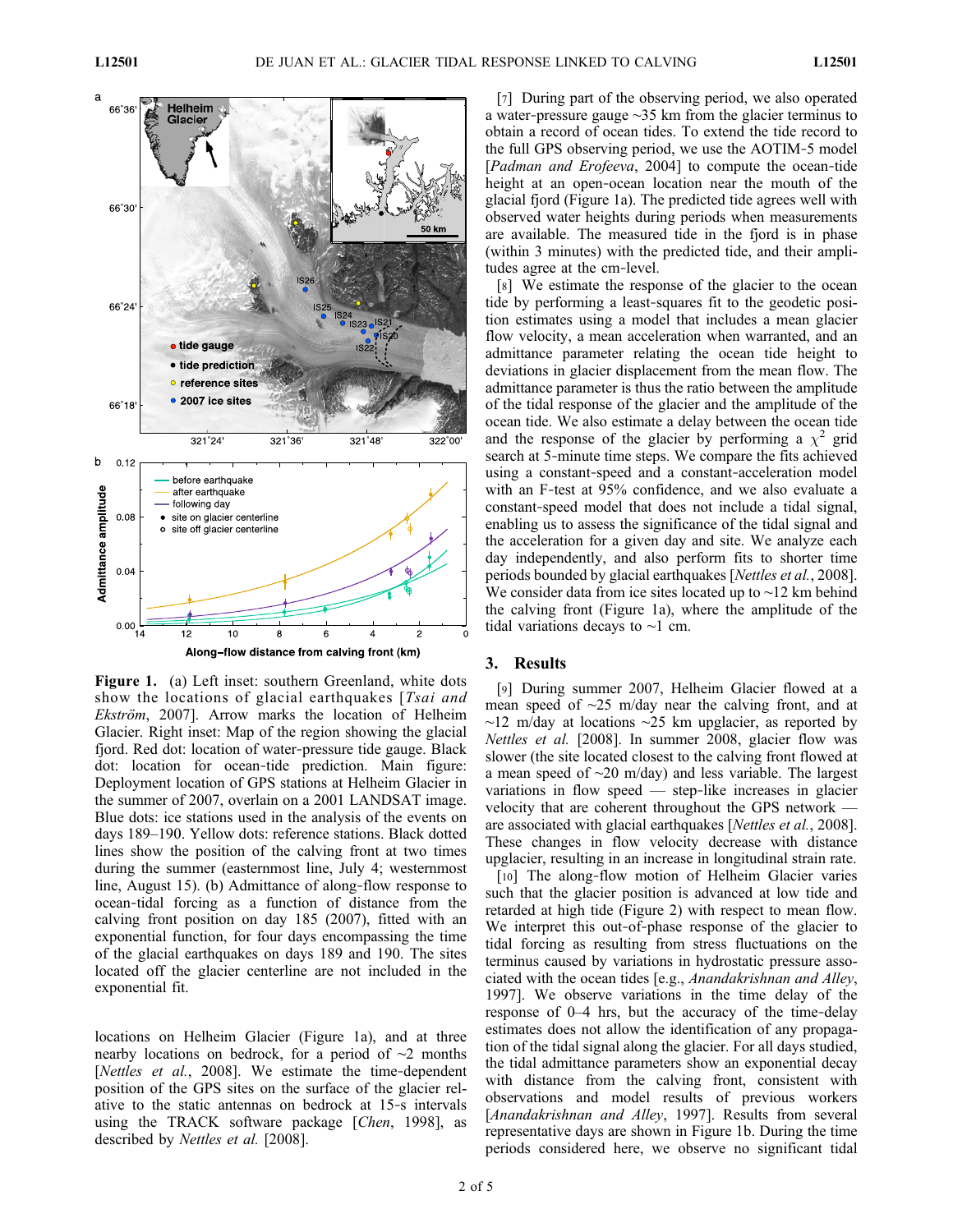a

66°36'

Helheim Glacier

50 km

66°30'

IS26

66°24'

IS25

IS24

IS23

IS21

IS20

IS22

tide gauge

tide prediction

reference sites

2007 ice sites

66°18'

321°24'

321°36'

321°48'

322°00'

b

0.12

before earthquake

after earthquake

following day

site on glacier centerline

site off glacier centerline

0.08

Admittance amplitude

0.04

0.00

14

12

10

8

6

4

2

0

Along–flow distance from calving front (km)

**Figure 1.** (a) Left inset: southern Greenland, white dots show the locations of glacial earthquakes [*Tsai and Ekström*, 2007]. Arrow marks the location of Helheim Glacier. Right inset: Map of the region showing the glacial fjord. Red dot: location of water-pressure tide gauge. Black dot: location for ocean-tide prediction. Main figure: Deployment location of GPS stations at Helheim Glacier in the summer of 2007, overlain on a 2001 LANDSAT image. Blue dots: ice stations used in the analysis of the events on days 189–190. Yellow dots: reference stations. Black dotted lines show the position of the calving front at two times during the summer (easternmost line, July 4; westernmost line, August 15). (b) Admittance of along-flow response to ocean-tidal forcing as a function of distance from the calving front position on day 185 (2007), fitted with an exponential function, for four days encompassing the time of the glacial earthquakes on days 189 and 190. The sites located off the glacier centerline are not included in the exponential fit.

locations on Helheim Glacier (Figure 1a), and at three nearby locations on bedrock, for a period of ~2 months [*Nettles et al.*, 2008]. We estimate the time-dependent position of the GPS sites on the surface of the glacier relative to the static antennas on bedrock at 15-s intervals using the TRACK software package [*Chen*, 1998], as described by *Nettles et al.* [2008].

[7] During part of the observing period, we also operated a water-pressure gauge ~35 km from the glacier terminus to obtain a record of ocean tides. To extend the tide record to the full GPS observing period, we use the AOTIM-5 model [*Padman and Erofeeva*, 2004] to compute the ocean-tide height at an open-ocean location near the mouth of the glacial fjord (Figure 1a). The predicted tide agrees well with observed water heights during periods when measurements are available. The measured tide in the fjord is in phase (within 3 minutes) with the predicted tide, and their amplitudes agree at the cm-level.

[8] We estimate the response of the glacier to the ocean tide by performing a least-squares fit to the geodetic position estimates using a model that includes a mean glacier flow velocity, a mean acceleration when warranted, and an admittance parameter relating the ocean tide height to deviations in glacier displacement from the mean flow. The admittance parameter is thus the ratio between the amplitude of the tidal response of the glacier and the amplitude of the ocean tide. We also estimate a delay between the ocean tide and the response of the glacier by performing a $\chi^2$ grid search at 5-minute time steps. We compare the fits achieved using a constant-speed and a constant-acceleration model with an F-test at 95% confidence, and we also evaluate a constant-speed model that does not include a tidal signal, enabling us to assess the significance of the tidal signal and the acceleration for a given day and site. We analyze each day independently, and also perform fits to shorter time periods bounded by glacial earthquakes [*Nettles et al.*, 2008]. We consider data from ice sites located up to ~12 km behind the calving front (Figure 1a), where the amplitude of the tidal variations decays to ~1 cm.

## 3. Results

[9] During summer 2007, Helheim Glacier flowed at a mean speed of ~25 m/day near the calving front, and at ~12 m/day at locations ~25 km upglacier, as reported by *Nettles et al.* [2008]. In summer 2008, glacier flow was slower (the site located closest to the calving front flowed at a mean speed of ~20 m/day) and less variable. The largest variations in flow speed — step-like increases in glacier velocity that are coherent throughout the GPS network — are associated with glacial earthquakes [*Nettles et al.*, 2008]. These changes in flow velocity decrease with distance upglacier, resulting in an increase in longitudinal strain rate.

[10] The along-flow motion of Helheim Glacier varies such that the glacier position is advanced at low tide and retarded at high tide (Figure 2) with respect to mean flow. We interpret this out-of-phase response of the glacier to tidal forcing as resulting from stress fluctuations on the terminus caused by variations in hydrostatic pressure associated with the ocean tides [e.g., *Anandakrishnan and Alley*, 1997]. We observe variations in the time delay of the response of 0–4 hrs, but the accuracy of the time-delay estimates does not allow the identification of any propagation of the tidal signal along the glacier. For all days studied, the tidal admittance parameters show an exponential decay with distance from the calving front, consistent with observations and model results of previous workers [*Anandakrishnan and Alley*, 1997]. Results from several representative days are shown in Figure 1b. During the time periods considered here, we observe no significant tidal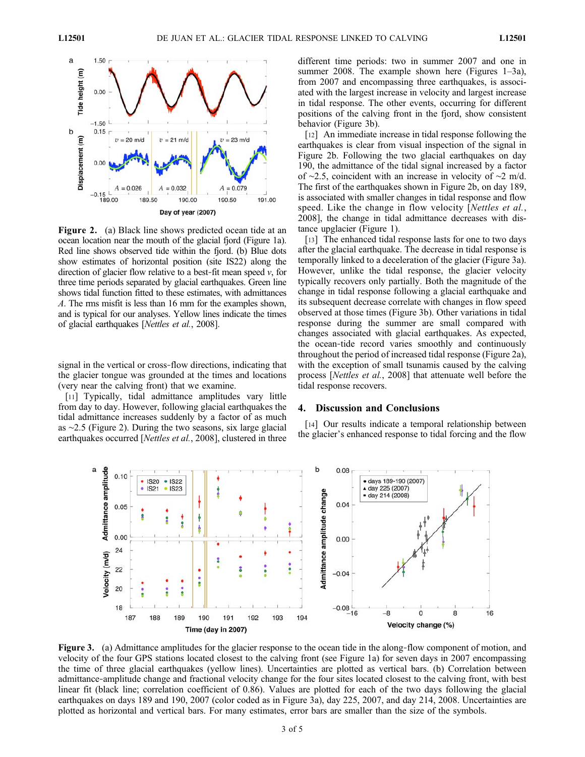a

Tide height (m)

1.50

0.00

−1.50

b

0.15

$v$ = 20 m/d

$v$ = 21 m/d

$v$ = 23 m/d

Displacement (m)

0.00

$A$ = 0.026

$A$ = 0.032

$A$ = 0.079

−0.15

189.00

189.50

190.00

190.50

191.00

Day of year (2007)

**Figure 2.** (a) Black line shows predicted ocean tide at an ocean location near the mouth of the glacial fjord (Figure 1a). Red line shows observed tide within the fjord. (b) Blue dots show estimates of horizontal position (site IS22) along the direction of glacier flow relative to a best-fit mean speed $v$, for three time periods separated by glacial earthquakes. Green line shows tidal function fitted to these estimates, with admittances $A$. The rms misfit is less than 16 mm for the examples shown, and is typical for our analyses. Yellow lines indicate the times of glacial earthquakes [*Nettles et al.*, 2008].

signal in the vertical or cross-flow directions, indicating that the glacier tongue was grounded at the times and locations (very near the calving front) that we examine.

[11] Typically, tidal admittance amplitudes vary little from day to day. However, following glacial earthquakes the tidal admittance increases suddenly by a factor of as much as ~2.5 (Figure 2). During the two seasons, six large glacial earthquakes occurred [*Nettles et al.*, 2008], clustered in three different time periods: two in summer 2007 and one in summer 2008. The example shown here (Figures 1–3a), from 2007 and encompassing three earthquakes, is associated with the largest increase in velocity and largest increase in tidal response. The other events, occurring for different positions of the calving front in the fjord, show consistent behavior (Figure 3b).

[12] An immediate increase in tidal response following the earthquakes is clear from visual inspection of the signal in Figure 2b. Following the two glacial earthquakes on day 190, the admittance of the tidal signal increased by a factor of ~2.5, coincident with an increase in velocity of ~2 m/d. The first of the earthquakes shown in Figure 2b, on day 189, is associated with smaller changes in tidal response and flow speed. Like the change in flow velocity [*Nettles et al.*, 2008], the change in tidal admittance decreases with distance upglacier (Figure 1).

[13] The enhanced tidal response lasts for one to two days after the glacial earthquake. The decrease in tidal response is temporally linked to a deceleration of the glacier (Figure 3a). However, unlike the tidal response, the glacier velocity typically recovers only partially. Both the magnitude of the change in tidal response following a glacial earthquake and its subsequent decrease correlate with changes in flow speed observed at those times (Figure 3b). Other variations in tidal response during the summer are small compared with changes associated with glacial earthquakes. As expected, the ocean-tide record varies smoothly and continuously throughout the period of increased tidal response (Figure 2a), with the exception of small tsunamis caused by the calving process [*Nettles et al.*, 2008] that attenuate well before the tidal response recovers.

## 4. Discussion and Conclusions

[14] Our results indicate a temporal relationship between the glacier's enhanced response to tidal forcing and the flow

a

Admittance amplitude

0.10

0.05

0.00

IS20 IS22

IS21 IS23

Velocity (m/d)

24

22

20

18

187 188 189 190 191 192 193 194

Time (day in 2007)

b

Admittance amplitude change

0.08

0.04

0.00

−0.04

−0.08

days 189-190 (2007)

day 225 (2007)

day 214 (2008)

−16 −8 0 8 16

Velocity change (%)

**Figure 3.** (a) Admittance amplitudes for the glacier response to the ocean tide in the along-flow component of motion, and velocity of the four GPS stations located closest to the calving front (see Figure 1a) for seven days in 2007 encompassing the time of three glacial earthquakes (yellow lines). Uncertainties are plotted as vertical bars. (b) Correlation between admittance-amplitude change and fractional velocity change for the four sites located closest to the calving front, with best linear fit (black line; correlation coefficient of 0.86). Values are plotted for each of the two days following the glacial earthquakes on days 189 and 190, 2007 (color coded as in Figure 3a), day 225, 2007, and day 214, 2008. Uncertainties are plotted as horizontal and vertical bars. For many estimates, error bars are smaller than the size of the symbols.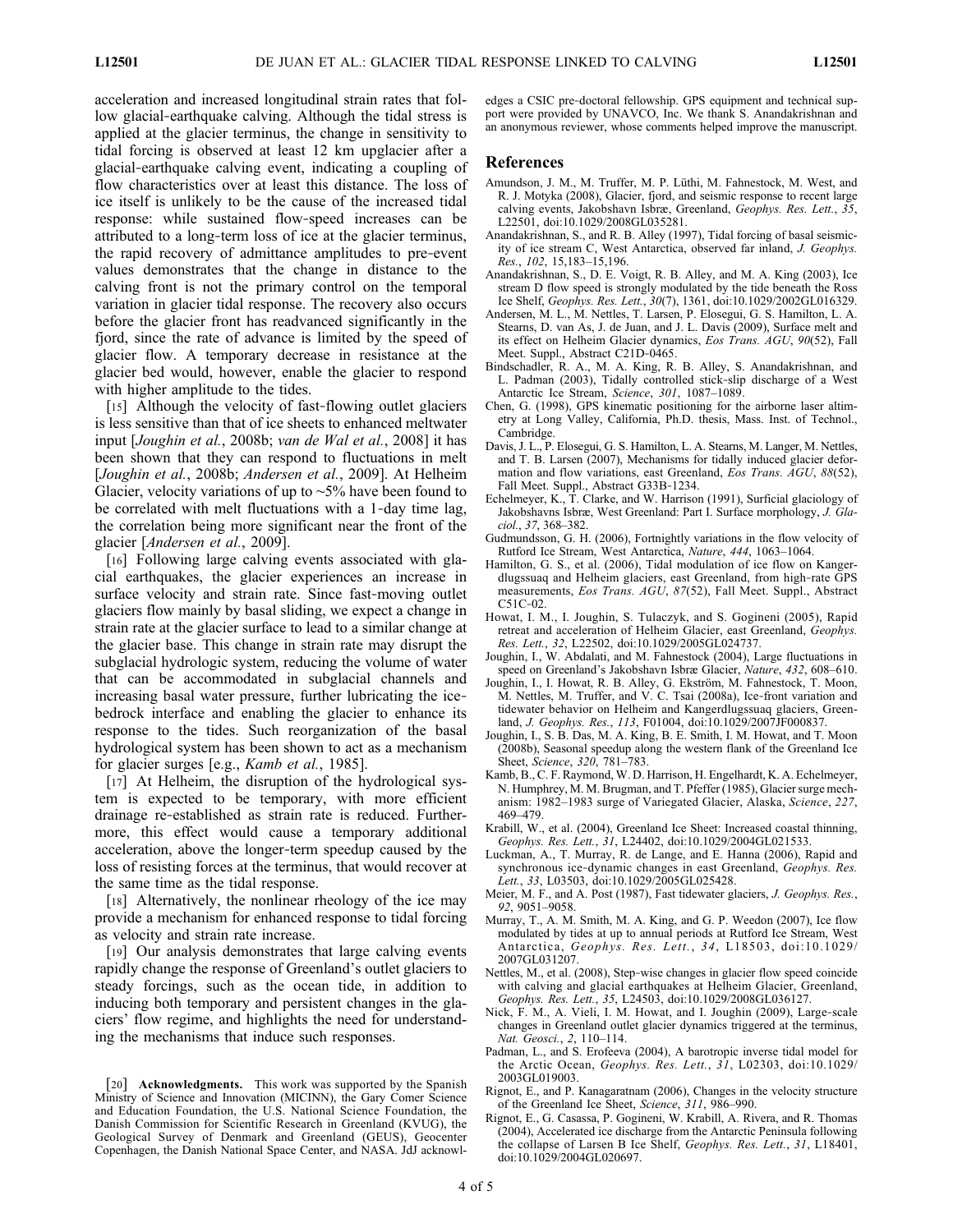acceleration and increased longitudinal strain rates that follow glacial-earthquake calving. Although the tidal stress is applied at the glacier terminus, the change in sensitivity to tidal forcing is observed at least 12 km upglacier after a glacial-earthquake calving event, indicating a coupling of flow characteristics over at least this distance. The loss of ice itself is unlikely to be the cause of the increased tidal response: while sustained flow-speed increases can be attributed to a long-term loss of ice at the glacier terminus, the rapid recovery of admittance amplitudes to pre-event values demonstrates that the change in distance to the calving front is not the primary control on the temporal variation in glacier tidal response. The recovery also occurs before the glacier front has readvanced significantly in the fjord, since the rate of advance is limited by the speed of glacier flow. A temporary decrease in resistance at the glacier bed would, however, enable the glacier to respond with higher amplitude to the tides.

[15] Although the velocity of fast-flowing outlet glaciers is less sensitive than that of ice sheets to enhanced meltwater input [*Joughin et al.*, 2008b; *van de Wal et al.*, 2008] it has been shown that they can respond to fluctuations in melt [*Joughin et al.*, 2008b; *Andersen et al.*, 2009]. At Helheim Glacier, velocity variations of up to ~5% have been found to be correlated with melt fluctuations with a 1-day time lag, the correlation being more significant near the front of the glacier [*Andersen et al.*, 2009].

[16] Following large calving events associated with glacial earthquakes, the glacier experiences an increase in surface velocity and strain rate. Since fast-moving outlet glaciers flow mainly by basal sliding, we expect a change in strain rate at the glacier surface to lead to a similar change at the glacier base. This change in strain rate may disrupt the subglacial hydrologic system, reducing the volume of water that can be accommodated in subglacial channels and increasing basal water pressure, further lubricating the ice-bedrock interface and enabling the glacier to enhance its response to the tides. Such reorganization of the basal hydrological system has been shown to act as a mechanism for glacier surges [e.g., *Kamb et al.*, 1985].

[17] At Helheim, the disruption of the hydrological system is expected to be temporary, with more efficient drainage re-established as strain rate is reduced. Furthermore, this effect would cause a temporary additional acceleration, above the longer-term speedup caused by the loss of resisting forces at the terminus, that would recover at the same time as the tidal response.

[18] Alternatively, the nonlinear rheology of the ice may provide a mechanism for enhanced response to tidal forcing as velocity and strain rate increase.

[19] Our analysis demonstrates that large calving events rapidly change the response of Greenland's outlet glaciers to steady forcings, such as the ocean tide, in addition to inducing both temporary and persistent changes in the glaciers' flow regime, and highlights the need for understanding the mechanisms that induce such responses.

[20] **Acknowledgments.** This work was supported by the Spanish Ministry of Science and Innovation (MICINN), the Gary Comer Science and Education Foundation, the U.S. National Science Foundation, the Danish Commission for Scientific Research in Greenland (KVUG), the Geological Survey of Denmark and Greenland (GEUS), Geocenter Copenhagen, the Danish National Space Center, and NASA. JdJ acknowledges a CSIC pre-doctoral fellowship. GPS equipment and technical support were provided by UNAVCO, Inc. We thank S. Anandakrishnan and an anonymous reviewer, whose comments helped improve the manuscript.

## References

Amundson, J. M., M. Truffer, M. P. Lüthi, M. Fahnestock, M. West, and R. J. Motyka (2008), Glacier, fjord, and seismic response to recent large calving events, Jakobshavn Isbræ, Greenland, *Geophys. Res. Lett.*, *35*, L22501, doi:10.1029/2008GL035281.

Anandakrishnan, S., and R. B. Alley (1997), Tidal forcing of basal seismicity of ice stream C, West Antarctica, observed far inland, *J. Geophys. Res.*, *102*, 15,183–15,196.

Anandakrishnan, S., D. E. Voigt, R. B. Alley, and M. A. King (2003), Ice stream D flow speed is strongly modulated by the tide beneath the Ross Ice Shelf, *Geophys. Res. Lett.*, *30*(7), 1361, doi:10.1029/2002GL016329.

Andersen, M. L., M. Nettles, T. Larsen, P. Elosegui, G. S. Hamilton, L. A. Stearns, D. van As, J. de Juan, and J. L. Davis (2009), Surface melt and its effect on Helheim Glacier dynamics, *Eos Trans. AGU*, *90*(52), Fall Meet. Suppl., Abstract C21D-0465.

Bindschadler, R. A., M. A. King, R. B. Alley, S. Anandakrishnan, and L. Padman (2003), Tidally controlled stick-slip discharge of a West Antarctic Ice Stream, *Science*, *301*, 1087–1089.

Chen, G. (1998), GPS kinematic positioning for the airborne laser altimetry at Long Valley, California, Ph.D. thesis, Mass. Inst. of Technol., Cambridge.

Davis, J. L., P. Elosegui, G. S. Hamilton, L. A. Stearns, M. Langer, M. Nettles, and T. B. Larsen (2007), Mechanisms for tidally induced glacier deformation and flow variations, east Greenland, *Eos Trans. AGU*, *88*(52), Fall Meet. Suppl., Abstract G33B-1234.

Echelmeyer, K., T. Clarke, and W. Harrison (1991), Surficial glaciology of Jakobshavns Isbræ, West Greenland: Part I. Surface morphology, *J. Glaciol.*, *37*, 368–382.

Gudmundsson, G. H. (2006), Fortnightly variations in the flow velocity of Rutford Ice Stream, West Antarctica, *Nature*, *444*, 1063–1064.

Hamilton, G. S., et al. (2006), Tidal modulation of ice flow on Kangerdlugssuaq and Helheim glaciers, east Greenland, from high-rate GPS measurements, *Eos Trans. AGU*, *87*(52), Fall Meet. Suppl., Abstract C51C-02.

Howat, I. M., I. Joughin, S. Tulaczyk, and S. Gogineni (2005), Rapid retreat and acceleration of Helheim Glacier, east Greenland, *Geophys. Res. Lett.*, *32*, L22502, doi:10.1029/2005GL024737.

Joughin, I., W. Abdalati, and M. Fahnestock (2004), Large fluctuations in speed on Greenland's Jakobshavn Isbræ Glacier, *Nature*, *432*, 608–610.

Joughin, I., I. Howat, R. B. Alley, G. Ekström, M. Fahnestock, T. Moon, M. Nettles, M. Truffer, and V. C. Tsai (2008a), Ice-front variation and tidewater behavior on Helheim and Kangerdlugssuaq glaciers, Greenland, *J. Geophys. Res.*, *113*, F01004, doi:10.1029/2007JF000837.

Joughin, I., S. B. Das, M. A. King, B. E. Smith, I. M. Howat, and T. Moon (2008b), Seasonal speedup along the western flank of the Greenland Ice Sheet, *Science*, *320*, 781–783.

Kamb, B., C. F. Raymond, W. D. Harrison, H. Engelhardt, K. A. Echelmeyer, N. Humphrey, M. M. Brugman, and T. Pfeffer (1985), Glacier surge mechanism: 1982–1983 surge of Variegated Glacier, Alaska, *Science*, *227*, 469–479.

Krabill, W., et al. (2004), Greenland Ice Sheet: Increased coastal thinning, *Geophys. Res. Lett.*, *31*, L24402, doi:10.1029/2004GL021533.

Luckman, A., T. Murray, R. de Lange, and E. Hanna (2006), Rapid and synchronous ice-dynamic changes in east Greenland, *Geophys. Res. Lett.*, *33*, L03503, doi:10.1029/2005GL025428.

Meier, M. F., and A. Post (1987), Fast tidewater glaciers, *J. Geophys. Res.*, *92*, 9051–9058.

Murray, T., A. M. Smith, M. A. King, and G. P. Weedon (2007), Ice flow modulated by tides at up to annual periods at Rutford Ice Stream, West Antarctica, *Geophys. Res. Lett.*, *34*, L18503, doi:10.1029/2007GL031207.

Nettles, M., et al. (2008), Step-wise changes in glacier flow speed coincide with calving and glacial earthquakes at Helheim Glacier, Greenland, *Geophys. Res. Lett.*, *35*, L24503, doi:10.1029/2008GL036127.

Nick, F. M., A. Vieli, I. M. Howat, and I. Joughin (2009), Large-scale changes in Greenland outlet glacier dynamics triggered at the terminus, *Nat. Geosci.*, *2*, 110–114.

Padman, L., and S. Erofeeva (2004), A barotropic inverse tidal model for the Arctic Ocean, *Geophys. Res. Lett.*, *31*, L02303, doi:10.1029/2003GL019003.

Rignot, E., and P. Kanagaratnam (2006), Changes in the velocity structure of the Greenland Ice Sheet, *Science*, *311*, 986–990.

Rignot, E., G. Casassa, P. Gogineni, W. Krabill, A. Rivera, and R. Thomas (2004), Accelerated ice discharge from the Antarctic Peninsula following the collapse of Larsen B Ice Shelf, *Geophys. Res. Lett.*, *31*, L18401, doi:10.1029/2004GL020697.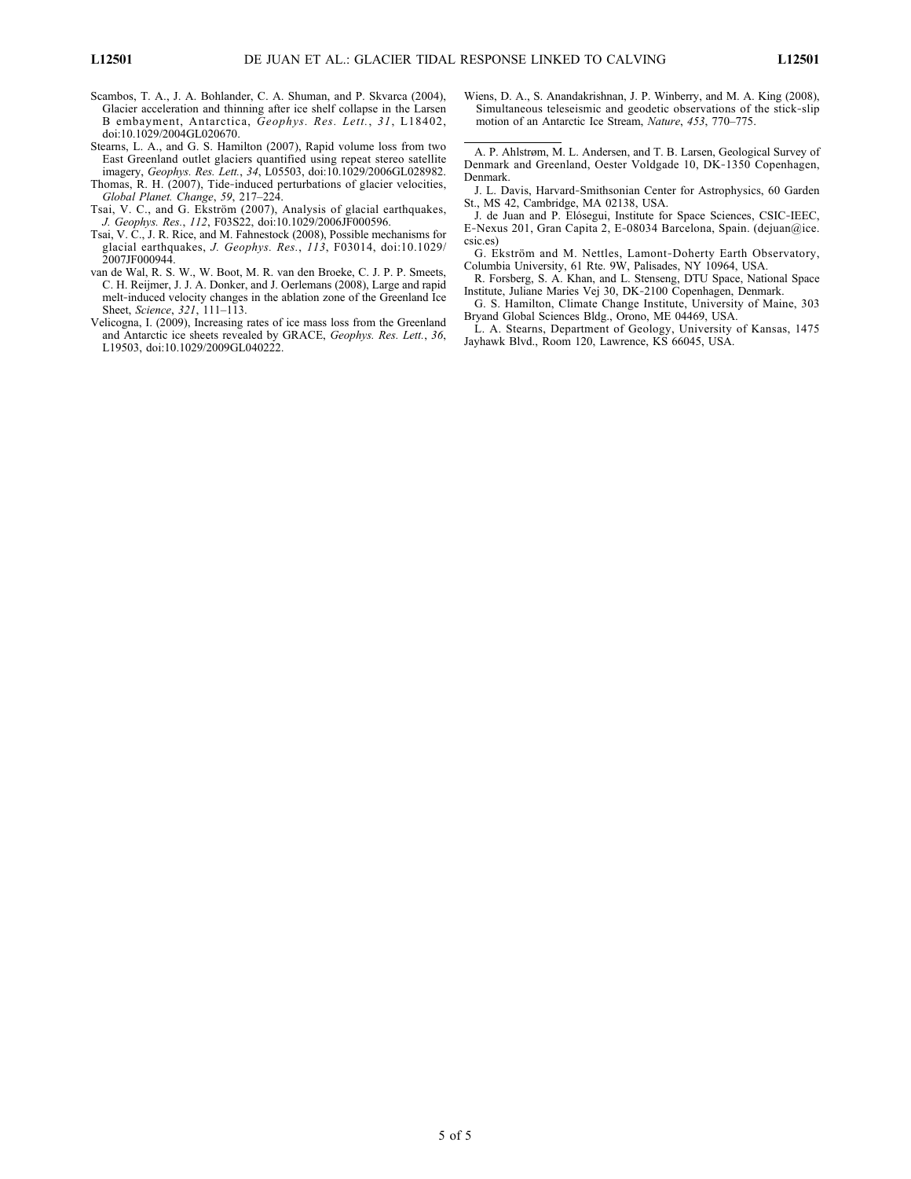Scambos, T. A., J. A. Bohlander, C. A. Shuman, and P. Skvarca (2004), Glacier acceleration and thinning after ice shelf collapse in the Larsen B embayment, Antarctica, *Geophys. Res. Lett.*, *31*, L18402, doi:10.1029/2004GL020670.

Stearns, L. A., and G. S. Hamilton (2007), Rapid volume loss from two East Greenland outlet glaciers quantified using repeat stereo satellite imagery, *Geophys. Res. Lett.*, *34*, L05503, doi:10.1029/2006GL028982.

Thomas, R. H. (2007), Tide-induced perturbations of glacier velocities, *Global Planet. Change*, *59*, 217–224.

Tsai, V. C., and G. Ekström (2007), Analysis of glacial earthquakes, *J. Geophys. Res.*, *112*, F03S22, doi:10.1029/2006JF000596.

Tsai, V. C., J. R. Rice, and M. Fahnestock (2008), Possible mechanisms for glacial earthquakes, *J. Geophys. Res.*, *113*, F03014, doi:10.1029/2007JF000944.

van de Wal, R. S. W., W. Boot, M. R. van den Broeke, C. J. P. P. Smeets, C. H. Reijmer, J. J. A. Donker, and J. Oerlemans (2008), Large and rapid melt-induced velocity changes in the ablation zone of the Greenland Ice Sheet, *Science*, *321*, 111–113.

Velicogna, I. (2009), Increasing rates of ice mass loss from the Greenland and Antarctic ice sheets revealed by GRACE, *Geophys. Res. Lett.*, *36*, L19503, doi:10.1029/2009GL040222.

Wiens, D. A., S. Anandakrishnan, J. P. Winberry, and M. A. King (2008), Simultaneous teleseismic and geodetic observations of the stick-slip motion of an Antarctic Ice Stream, *Nature*, *453*, 770–775.

---

A. P. Ahlstrøm, M. L. Andersen, and T. B. Larsen, Geological Survey of Denmark and Greenland, Oester Voldgade 10, DK-1350 Copenhagen, Denmark.

J. L. Davis, Harvard-Smithsonian Center for Astrophysics, 60 Garden St., MS 42, Cambridge, MA 02138, USA.

J. de Juan and P. Elósegui, Institute for Space Sciences, CSIC-IEEC, E-Nexus 201, Gran Capita 2, E-08034 Barcelona, Spain. (dejuan@ice.csic.es)

G. Ekström and M. Nettles, Lamont-Doherty Earth Observatory, Columbia University, 61 Rte. 9W, Palisades, NY 10964, USA.

R. Forsberg, S. A. Khan, and L. Stenseng, DTU Space, National Space Institute, Juliane Maries Vej 30, DK-2100 Copenhagen, Denmark.

G. S. Hamilton, Climate Change Institute, University of Maine, 303 Bryand Global Sciences Bldg., Orono, ME 04469, USA.

L. A. Stearns, Department of Geology, University of Kansas, 1475 Jayhawk Blvd., Room 120, Lawrence, KS 66045, USA.